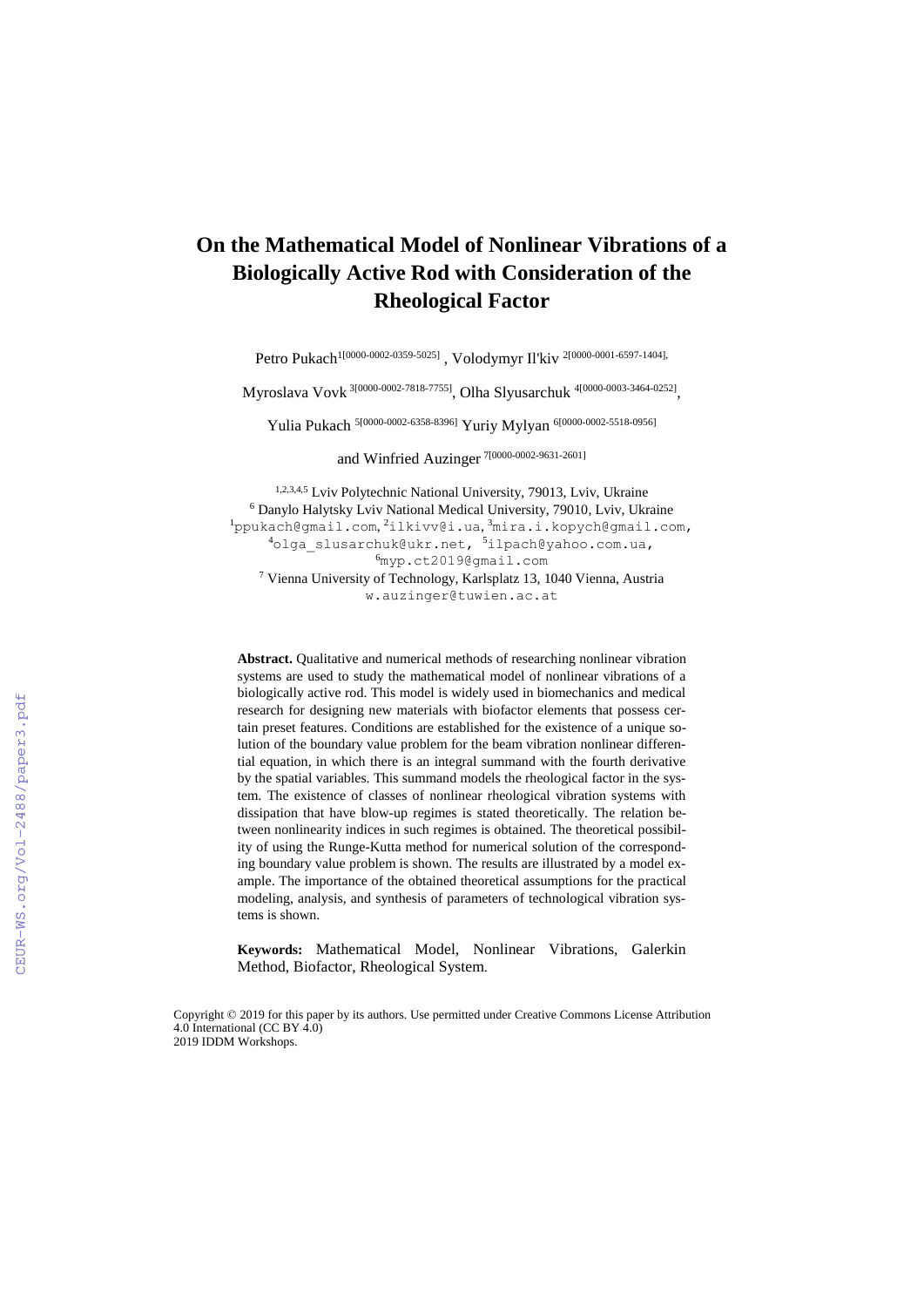# On the Mathematical Model of Nonlinear Vibrations of a Biologically Active Rod with Consideration of the Rheological Factor

Petro Pukach[1[0000-0002-0359-5025]] , Volodymyr Il'kiv [2[0000-0001-6597-1404]],

Myroslava Vovk [3[0000-0002-7818-7755]], Olha Slyusarchuk [4[0000-0003-3464-0252]],

Yulia Pukach [5[0000-0002-6358-8396]] Yuriy Mylyan [6[0000-0002-5518-0956]]

and Winfried Auzinger [7[0000-0002-9631-2601]]

[1,2,3,4,5] Lviv Polytechnic National University, 79013, Lviv, Ukraine
[6] Danylo Halytsky Lviv National Medical University, 79010, Lviv, Ukraine
[1]ppukach@gmail.com, [2]ilkivv@i.ua, [3]mira.i.kopych@gmail.com,
[4]olga_slusarchuk@ukr.net, [5]ilpach@yahoo.com.ua,
[6]myp.ct2019@gmail.com
[7] Vienna University of Technology, Karlsplatz 13, 1040 Vienna, Austria
w.auzinger@tuwien.ac.at

**Abstract.** Qualitative and numerical methods of researching nonlinear vibration systems are used to study the mathematical model of nonlinear vibrations of a biologically active rod. This model is widely used in biomechanics and medical research for designing new materials with biofactor elements that possess certain preset features. Conditions are established for the existence of a unique solution of the boundary value problem for the beam vibration nonlinear differential equation, in which there is an integral summand with the fourth derivative by the spatial variables. This summand models the rheological factor in the system. The existence of classes of nonlinear rheological vibration systems with dissipation that have blow-up regimes is stated theoretically. The relation between nonlinearity indices in such regimes is obtained. The theoretical possibility of using the Runge-Kutta method for numerical solution of the corresponding boundary value problem is shown. The results are illustrated by a model example. The importance of the obtained theoretical assumptions for the practical modeling, analysis, and synthesis of parameters of technological vibration systems is shown.

**Keywords:** Mathematical Model, Nonlinear Vibrations, Galerkin Method, Biofactor, Rheological System.

Copyright © 2019 for this paper by its authors. Use permitted under Creative Commons License Attribution 4.0 International (CC BY 4.0)
2019 IDDM Workshops.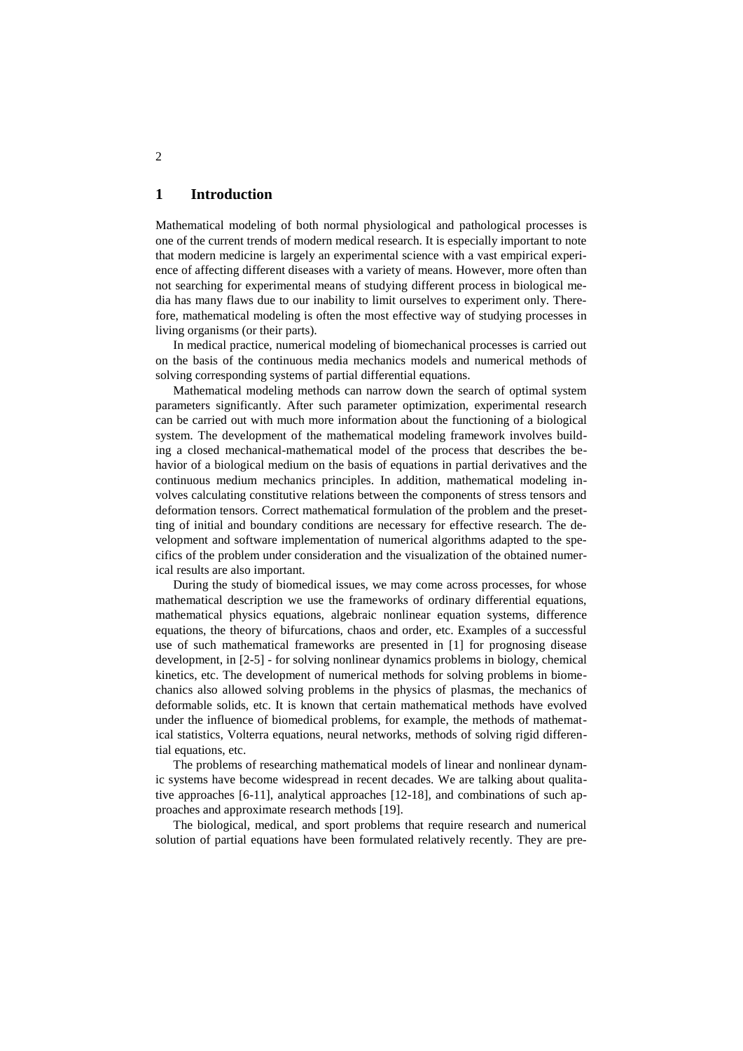## 1 Introduction

Mathematical modeling of both normal physiological and pathological processes is one of the current trends of modern medical research. It is especially important to note that modern medicine is largely an experimental science with a vast empirical experience of affecting different diseases with a variety of means. However, more often than not searching for experimental means of studying different process in biological media has many flaws due to our inability to limit ourselves to experiment only. Therefore, mathematical modeling is often the most effective way of studying processes in living organisms (or their parts).

In medical practice, numerical modeling of biomechanical processes is carried out on the basis of the continuous media mechanics models and numerical methods of solving corresponding systems of partial differential equations.

Mathematical modeling methods can narrow down the search of optimal system parameters significantly. After such parameter optimization, experimental research can be carried out with much more information about the functioning of a biological system. The development of the mathematical modeling framework involves building a closed mechanical-mathematical model of the process that describes the behavior of a biological medium on the basis of equations in partial derivatives and the continuous medium mechanics principles. In addition, mathematical modeling involves calculating constitutive relations between the components of stress tensors and deformation tensors. Correct mathematical formulation of the problem and the presetting of initial and boundary conditions are necessary for effective research. The development and software implementation of numerical algorithms adapted to the specifics of the problem under consideration and the visualization of the obtained numerical results are also important.

During the study of biomedical issues, we may come across processes, for whose mathematical description we use the frameworks of ordinary differential equations, mathematical physics equations, algebraic nonlinear equation systems, difference equations, the theory of bifurcations, chaos and order, etc. Examples of a successful use of such mathematical frameworks are presented in [1] for prognosing disease development, in [2-5] - for solving nonlinear dynamics problems in biology, chemical kinetics, etc. The development of numerical methods for solving problems in biomechanics also allowed solving problems in the physics of plasmas, the mechanics of deformable solids, etc. It is known that certain mathematical methods have evolved under the influence of biomedical problems, for example, the methods of mathematical statistics, Volterra equations, neural networks, methods of solving rigid differential equations, etc.

The problems of researching mathematical models of linear and nonlinear dynamic systems have become widespread in recent decades. We are talking about qualitative approaches [6-11], analytical approaches [12-18], and combinations of such approaches and approximate research methods [19].

The biological, medical, and sport problems that require research and numerical solution of partial equations have been formulated relatively recently. They are pre-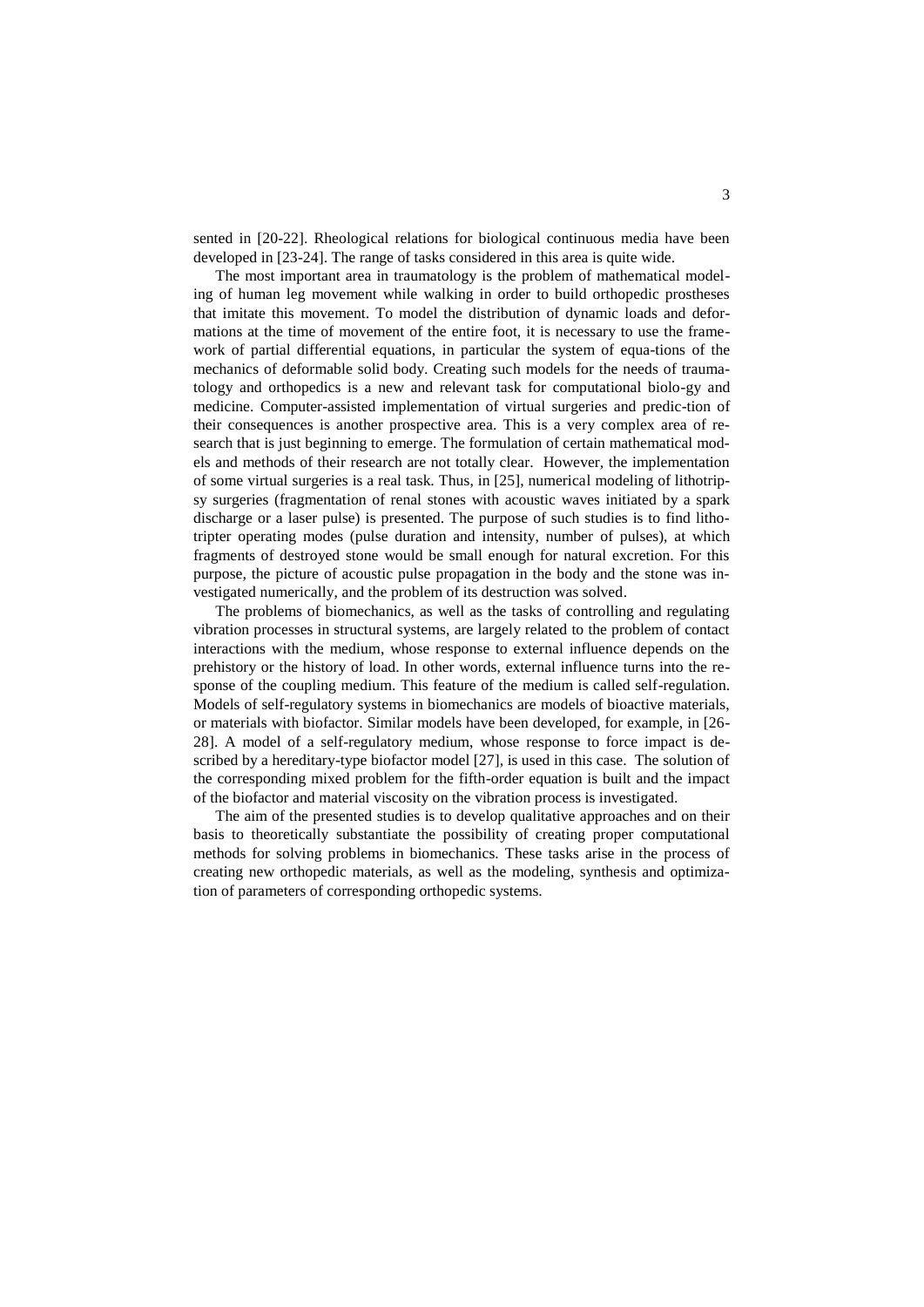sented in [20-22]. Rheological relations for biological continuous media have been developed in [23-24]. The range of tasks considered in this area is quite wide.

The most important area in traumatology is the problem of mathematical modeling of human leg movement while walking in order to build orthopedic prostheses that imitate this movement. To model the distribution of dynamic loads and deformations at the time of movement of the entire foot, it is necessary to use the framework of partial differential equations, in particular the system of equa-tions of the mechanics of deformable solid body. Creating such models for the needs of traumatology and orthopedics is a new and relevant task for computational biolo-gy and medicine. Computer-assisted implementation of virtual surgeries and predic-tion of their consequences is another prospective area. This is a very complex area of research that is just beginning to emerge. The formulation of certain mathematical models and methods of their research are not totally clear. However, the implementation of some virtual surgeries is a real task. Thus, in [25], numerical modeling of lithotripsy surgeries (fragmentation of renal stones with acoustic waves initiated by a spark discharge or a laser pulse) is presented. The purpose of such studies is to find lithotripter operating modes (pulse duration and intensity, number of pulses), at which fragments of destroyed stone would be small enough for natural excretion. For this purpose, the picture of acoustic pulse propagation in the body and the stone was investigated numerically, and the problem of its destruction was solved.

The problems of biomechanics, as well as the tasks of controlling and regulating vibration processes in structural systems, are largely related to the problem of contact interactions with the medium, whose response to external influence depends on the prehistory or the history of load. In other words, external influence turns into the response of the coupling medium. This feature of the medium is called self-regulation. Models of self-regulatory systems in biomechanics are models of bioactive materials, or materials with biofactor. Similar models have been developed, for example, in [26-28]. A model of a self-regulatory medium, whose response to force impact is described by a hereditary-type biofactor model [27], is used in this case. The solution of the corresponding mixed problem for the fifth-order equation is built and the impact of the biofactor and material viscosity on the vibration process is investigated.

The aim of the presented studies is to develop qualitative approaches and on their basis to theoretically substantiate the possibility of creating proper computational methods for solving problems in biomechanics. These tasks arise in the process of creating new orthopedic materials, as well as the modeling, synthesis and optimization of parameters of corresponding orthopedic systems.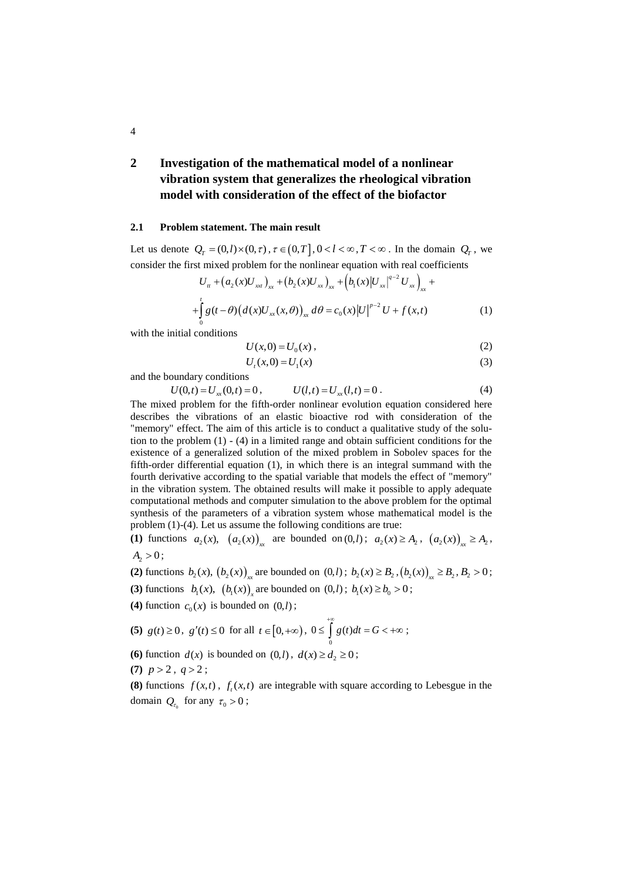## 2 Investigation of the mathematical model of a nonlinear vibration system that generalizes the rheological vibration model with consideration of the effect of the biofactor

### 2.1 Problem statement. The main result

Let us denote $Q_T = (0,l)\times(0,\tau)$, $\tau \in (0,T]$, $0 < l < \infty$, $T < \infty$. In the domain $Q_T$, we consider the first mixed problem for the nonlinear equation with real coefficients

$$U_{tt} + \left(a_2(x)U_{xxt}\right)_{xx} + \left(b_2(x)U_{xx}\right)_{xx} + \left(b_1(x)\left|U_{xx}\right|^{q-2}U_{xx}\right)_{xx} +$$

$$+\int_0^t g(t-\theta)\left(d(x)U_{xx}(x,\theta)\right)_{xx}\,d\theta = c_0(x)\left|U\right|^{p-2}U + f(x,t) \qquad (1)$$

with the initial conditions

$$U(x,0) = U_0(x), \qquad (2)$$

$$U_t(x,0) = U_1(x) \qquad (3)$$

and the boundary conditions

$$U(0,t) = U_{xx}(0,t) = 0, \qquad U(l,t) = U_{xx}(l,t) = 0. \qquad (4)$$

The mixed problem for the fifth-order nonlinear evolution equation considered here describes the vibrations of an elastic bioactive rod with consideration of the "memory" effect. The aim of this article is to conduct a qualitative study of the solution to the problem (1) - (4) in a limited range and obtain sufficient conditions for the existence of a generalized solution of the mixed problem in Sobolev spaces for the fifth-order differential equation (1), in which there is an integral summand with the fourth derivative according to the spatial variable that models the effect of "memory" in the vibration system. The obtained results will make it possible to apply adequate computational methods and computer simulation to the above problem for the optimal synthesis of the parameters of a vibration system whose mathematical model is the problem (1)-(4). Let us assume the following conditions are true:

**(1)** functions $a_2(x)$, $\left(a_2(x)\right)_{xx}$ are bounded on $(0,l)$; $a_2(x) \ge A_2$, $\left(a_2(x)\right)_{xx} \ge A_2$, $A_2 > 0$;

**(2)** functions $b_2(x)$, $\left(b_2(x)\right)_{xx}$ are bounded on $(0,l)$; $b_2(x) \ge B_2$, $\left(b_2(x)\right)_{xx} \ge B_2$, $B_2 > 0$;

**(3)** functions $b_1(x)$, $\left(b_1(x)\right)_x$ are bounded on $(0,l)$; $b_1(x) \ge b_0 > 0$;

**(4)** function $c_0(x)$ is bounded on $(0,l)$;

**(5)** $g(t) \ge 0$, $g'(t) \le 0$ for all $t \in [0,+\infty)$, $0 \le \int_0^{+\infty} g(t)dt = G < +\infty$;

**(6)** function $d(x)$ is bounded on $(0,l)$, $d(x) \ge d_2 \ge 0$;

**(7)** $p > 2$, $q > 2$;

**(8)** functions $f(x,t)$, $f_t(x,t)$ are integrable with square according to Lebesgue in the domain $Q_{\tau_0}$ for any $\tau_0 > 0$;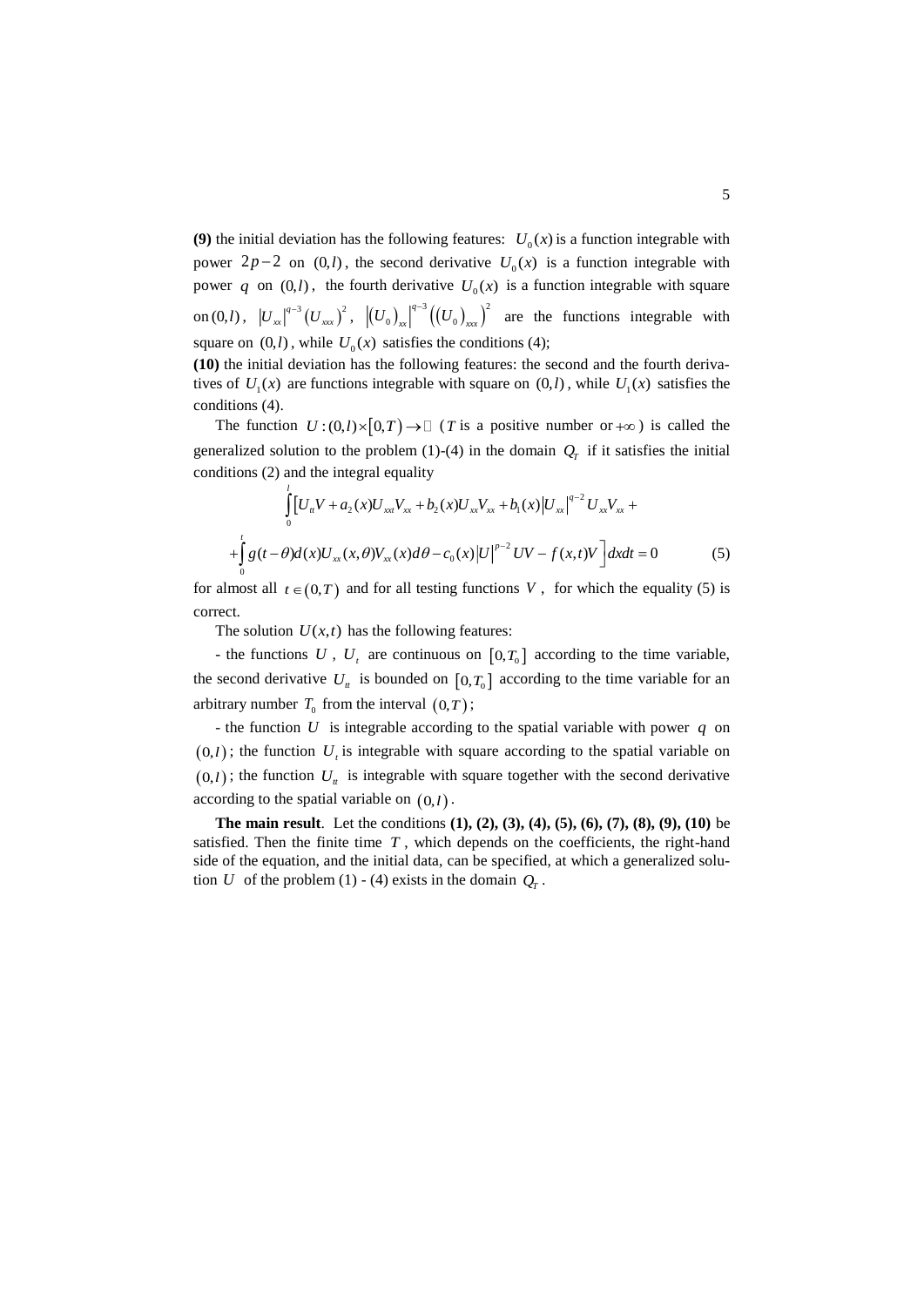**(9)** the initial deviation has the following features: $U_0(x)$ is a function integrable with power $2p-2$ on $(0,l)$, the second derivative $U_0(x)$ is a function integrable with power $q$ on $(0,l)$, the fourth derivative $U_0(x)$ is a function integrable with square on $(0,l)$, $|U_{xx}|^{q-3}(U_{xxx})^2$, $|(U_0)_{xx}|^{q-3}((U_0)_{xxx})^2$ are the functions integrable with square on $(0,l)$, while $U_0(x)$ satisfies the conditions (4);

**(10)** the initial deviation has the following features: the second and the fourth derivatives of $U_1(x)$ are functions integrable with square on $(0,l)$, while $U_1(x)$ satisfies the conditions (4).

The function $U:(0,l)\times[0,T)\to\mathbb{R}$ ($T$ is a positive number or $+\infty$) is called the generalized solution to the problem (1)-(4) in the domain $Q_T$ if it satisfies the initial conditions (2) and the integral equality

$$\int_0^l \Big[U_{tt}V + a_2(x)U_{xxt}V_{xx} + b_2(x)U_{xx}V_{xx} + b_1(x)|U_{xx}|^{q-2}U_{xx}V_{xx} +$$

$$+\int_0^t g(t-\theta)d(x)U_{xx}(x,\theta)V_{xx}(x)d\theta - c_0(x)|U|^{p-2}UV - f(x,t)V\Big]dxdt = 0 \qquad (5)$$

for almost all $t\in(0,T)$ and for all testing functions $V$, for which the equality (5) is correct.

The solution $U(x,t)$ has the following features:

- the functions $U$, $U_t$ are continuous on $[0,T_0]$ according to the time variable, the second derivative $U_{tt}$ is bounded on $[0,T_0]$ according to the time variable for an arbitrary number $T_0$ from the interval $(0,T)$;

- the function $U$ is integrable according to the spatial variable with power $q$ on $(0,l)$; the function $U_t$ is integrable with square according to the spatial variable on $(0,l)$; the function $U_{tt}$ is integrable with square together with the second derivative according to the spatial variable on $(0,l)$.

**The main result**. Let the conditions **(1), (2), (3), (4), (5), (6), (7), (8), (9), (10)** be satisfied. Then the finite time $T$, which depends on the coefficients, the right-hand side of the equation, and the initial data, can be specified, at which a generalized solution $U$ of the problem (1) - (4) exists in the domain $Q_T$.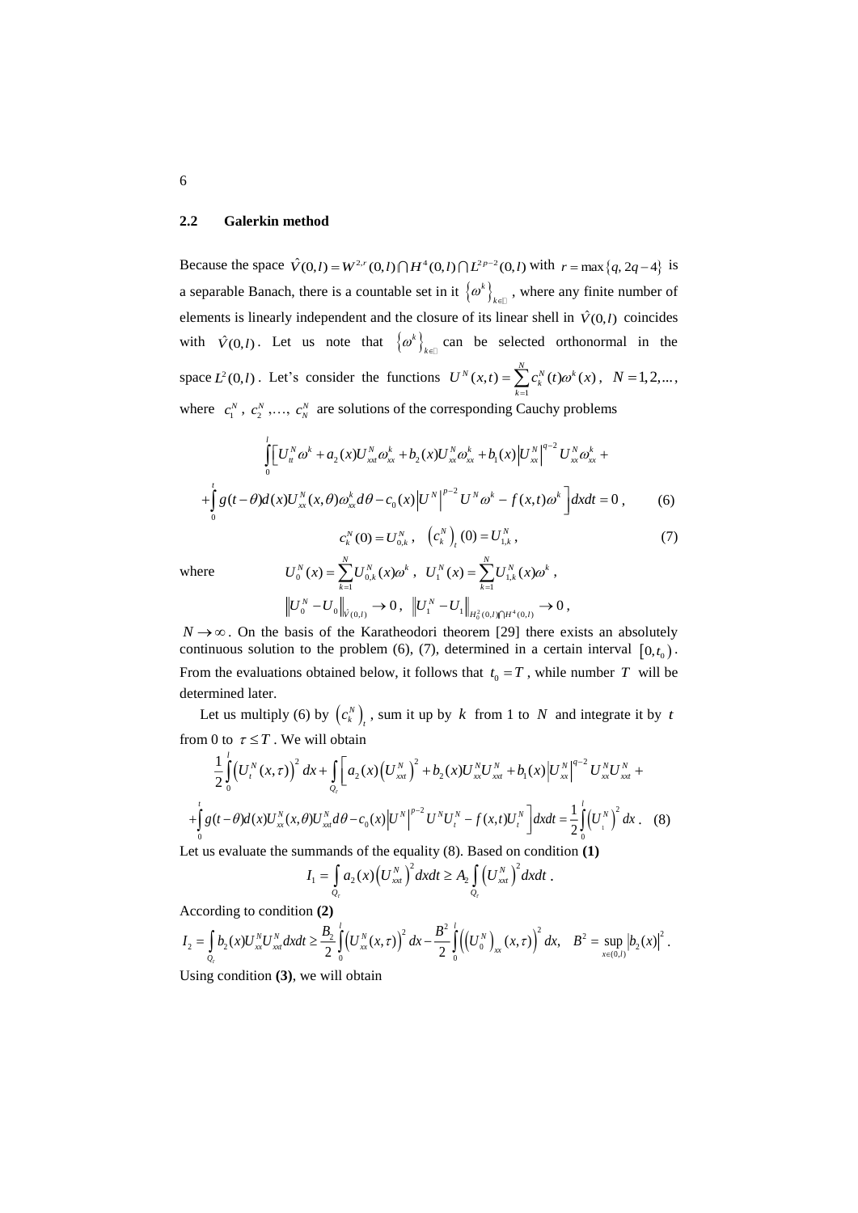## 2.2 Galerkin method

Because the space $\hat{V}(0,l) = W^{2,r}(0,l) \bigcap H^4(0,l) \bigcap L^{2p-2}(0,l)$ with $r = \max\{q, 2q-4\}$ is a separable Banach, there is a countable set in it $\{\omega^k\}_{k\in\mathbb{N}}$, where any finite number of elements is linearly independent and the closure of its linear shell in $\hat{V}(0,l)$ coincides with $\hat{V}(0,l)$. Let us note that $\{\omega^k\}_{k\in\mathbb{N}}$ can be selected orthonormal in the space $L^2(0,l)$. Let's consider the functions $U^N(x,t) = \sum_{k=1}^{N} c_k^N(t)\omega^k(x)$, $N = 1,2,...$, where $c_1^N$, $c_2^N$ ,..., $c_N^N$ are solutions of the corresponding Cauchy problems

$$\int_0^l \Big[ U_{tt}^N \omega^k + a_2(x) U_{xxt}^N \omega_{xx}^k + b_2(x) U_{xx}^N \omega_{xx}^k + b_1(x) \left| U_{xx}^N \right|^{q-2} U_{xx}^N \omega_{xx}^k +$$

$$+ \int_0^t g(t-\theta) d(x) U_{xx}^N(x,\theta) \omega_{xx}^k d\theta - c_0(x) \left| U^N \right|^{p-2} U^N \omega^k - f(x,t)\omega^k \Big] dxdt = 0 \,, \qquad (6)$$

$$c_k^N(0) = U_{0,k}^N \,, \quad \left(c_k^N\right)_t(0) = U_{1,k}^N \,, \qquad (7)$$

where
$$U_0^N(x) = \sum_{k=1}^{N} U_{0,k}^N(x)\omega^k \,, \quad U_1^N(x) = \sum_{k=1}^{N} U_{1,k}^N(x)\omega^k \,,$$

$$\left\| U_0^N - U_0 \right\|_{\hat{V}(0,l)} \to 0 \,, \quad \left\| U_1^N - U_1 \right\|_{H_0^2(0,l)\bigcap H^4(0,l)} \to 0 \,,$$

$N \to \infty$. On the basis of the Karatheodori theorem [29] there exists an absolutely continuous solution to the problem (6), (7), determined in a certain interval $[0, t_0)$. From the evaluations obtained below, it follows that $t_0 = T$, while number $T$ will be determined later.

Let us multiply (6) by $\left(c_k^N\right)_t$, sum it up by $k$ from 1 to $N$ and integrate it by $t$ from 0 to $\tau \le T$. We will obtain

$$\frac{1}{2}\int_0^l \left(U_t^N(x,\tau)\right)^2 dx + \int_{Q_\tau} \Big[ a_2(x)\left(U_{xxt}^N\right)^2 + b_2(x) U_{xx}^N U_{xxt}^N + b_1(x) \left| U_{xx}^N \right|^{q-2} U_{xx}^N U_{xxt}^N +$$

$$+ \int_0^t g(t-\theta) d(x) U_{xx}^N(x,\theta) U_{xxt}^N d\theta - c_0(x) \left| U^N \right|^{p-2} U^N U_t^N - f(x,t) U_t^N \Big] dxdt = \frac{1}{2}\int_0^l \left(U_1^N\right)^2 dx \,. \quad (8)$$

Let us evaluate the summands of the equality (8). Based on condition **(1)**

$$I_1 = \int_{Q_\tau} a_2(x) \left(U_{xxt}^N\right)^2 dxdt \ge A_2 \int_{Q_\tau} \left(U_{xxt}^N\right)^2 dxdt \,.$$

According to condition **(2)**

$$I_2 = \int_{Q_\tau} b_2(x) U_{xx}^N U_{xxt}^N dxdt \ge \frac{B_2}{2}\int_0^l \left(U_{xx}^N(x,\tau)\right)^2 dx - \frac{B^2}{2}\int_0^l \left(\left(U_0^N\right)_{xx}(x,\tau)\right)^2 dx, \quad B^2 = \sup_{x\in(0,l)} \left| b_2(x) \right|^2 .$$

Using condition **(3)**, we will obtain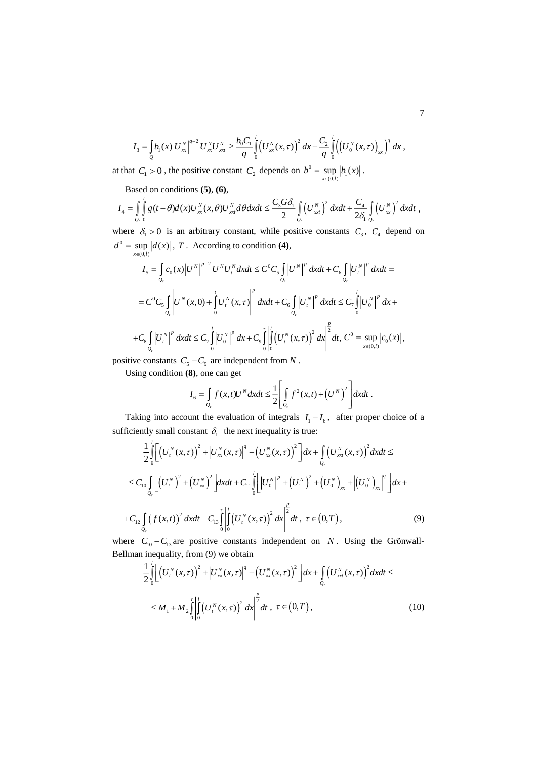$$I_3 = \int_Q b_1(x) \left| U_{xx}^N \right|^{q-2} U_{xx}^N U_{xxt}^N \geq \frac{b_0 C_1}{q} \int_0^l \left( U_{xx}^N(x,\tau) \right)^2 dx - \frac{C_2}{q} \int_0^l \left( \left( U_0^N(x,\tau) \right)_{xx} \right)^q dx ,$$

at that $C_1 > 0$ , the positive constant $C_2$ depends on $b^0 = \sup_{x\in(0,l)} \left| b_1(x) \right|$ .

Based on conditions **(5)**, **(6)**,

$$I_4 = \int_{Q_\tau} \int_0^t g(t-\theta) d(x) U_{xx}^N(x,\theta) U_{xxt}^N d\theta dx dt \leq \frac{C_3 G \delta_1}{2} \int_{Q_\tau} \left( U_{xxt}^N \right)^2 dx dt + \frac{C_4}{2\delta_1} \int_{Q_\tau} \left( U_{xx}^N \right)^2 dx dt ,$$

where $\delta_1 > 0$ is an arbitrary constant, while positive constants $C_3$, $C_4$ depend on $d^0 = \sup_{x\in(0,l)} \left| d(x) \right|$, $T$. According to condition **(4)**,

$$I_5 = \int_{Q_\tau} c_0(x) \left| U^N \right|^{p-2} U^N U_t^N dx dt \leq C^0 C_5 \int_{Q_\tau} \left| U^N \right|^p dx dt + C_6 \int_{Q_\tau} \left| U_t^N \right|^p dx dt =$$

$$= C^0 C_5 \int_{Q_\tau} \left| U^N(x,0) + \int_0^t U_t^N(x,\tau) \right|^p dx dt + C_6 \int_{Q_\tau} \left| U_t^N \right|^p dx dt \leq C_7 \int_0^l \left| U_0^N \right|^p dx +$$

$$+ C_8 \int_{Q_\tau} \left| U_t^N \right|^p dx dt \leq C_7 \int_0^l \left| U_0^N \right|^p dx + C_9 \int_0^\tau \left| \int_0^l \left( U_t^N(x,\tau) \right)^2 dx \right|^{\frac{p}{2}} dt, \; C^0 = \sup_{x\in(0,l)} \left| c_0(x) \right|,$$

positive constants $C_5 - C_9$ are independent from $N$ .

Using condition **(8)**, one can get

$$I_6 = \int_{Q_\tau} f(x,t) U^N dx dt \leq \frac{1}{2} \left[ \int_{Q_\tau} f^2(x,t) + \left( U^N \right)^2 \right] dx dt .$$

Taking into account the evaluation of integrals $I_1 - I_6$, after proper choice of a sufficiently small constant $\delta_1$ the next inequality is true:

$$\frac{1}{2} \int_0^l \left[ \left( U_t^N(x,\tau) \right)^2 + \left| U_{xx}^N(x,\tau) \right|^q + \left( U_{xx}^N(x,\tau) \right)^2 \right] dx + \int_{Q_\tau} \left( U_{xxt}^N(x,\tau) \right)^2 dx dt \leq$$

$$\leq C_{10} \int_{Q_\tau} \left[ \left( U_t^N \right)^2 + \left( U_{xx}^N \right)^2 \right] dx dt + C_{11} \int_0^l \left[ \left| U_0^N \right|^p + \left( U_1^N \right)^2 + \left( U_0^N \right)_{xx} + \left| \left( U_0^N \right)_{xx} \right|^q \right] dx +$$

$$+ C_{12} \int_{Q_\tau} \left( f(x,t) \right)^2 dx dt + C_{13} \int_0^\tau \left| \int_0^l \left( U_t^N(x,\tau) \right)^2 dx \right|^{\frac{p}{2}} dt , \; \tau \in (0,T), \tag{9}$$

where $C_{10} - C_{13}$ are positive constants independent on $N$. Using the Grönwall-Bellman inequality, from (9) we obtain

$$\frac{1}{2} \int_0^l \left[ \left( U_t^N(x,\tau) \right)^2 + \left| U_{xx}^N(x,\tau) \right|^q + \left( U_{xx}^N(x,\tau) \right)^2 \right] dx + \int_{Q_\tau} \left( U_{xxt}^N(x,\tau) \right)^2 dx dt \leq$$

$$\leq M_1 + M_2 \int_0^\tau \left| \int_0^l \left( U_t^N(x,\tau) \right)^2 dx \right|^{\frac{p}{2}} dt , \; \tau \in (0,T), \tag{10}$$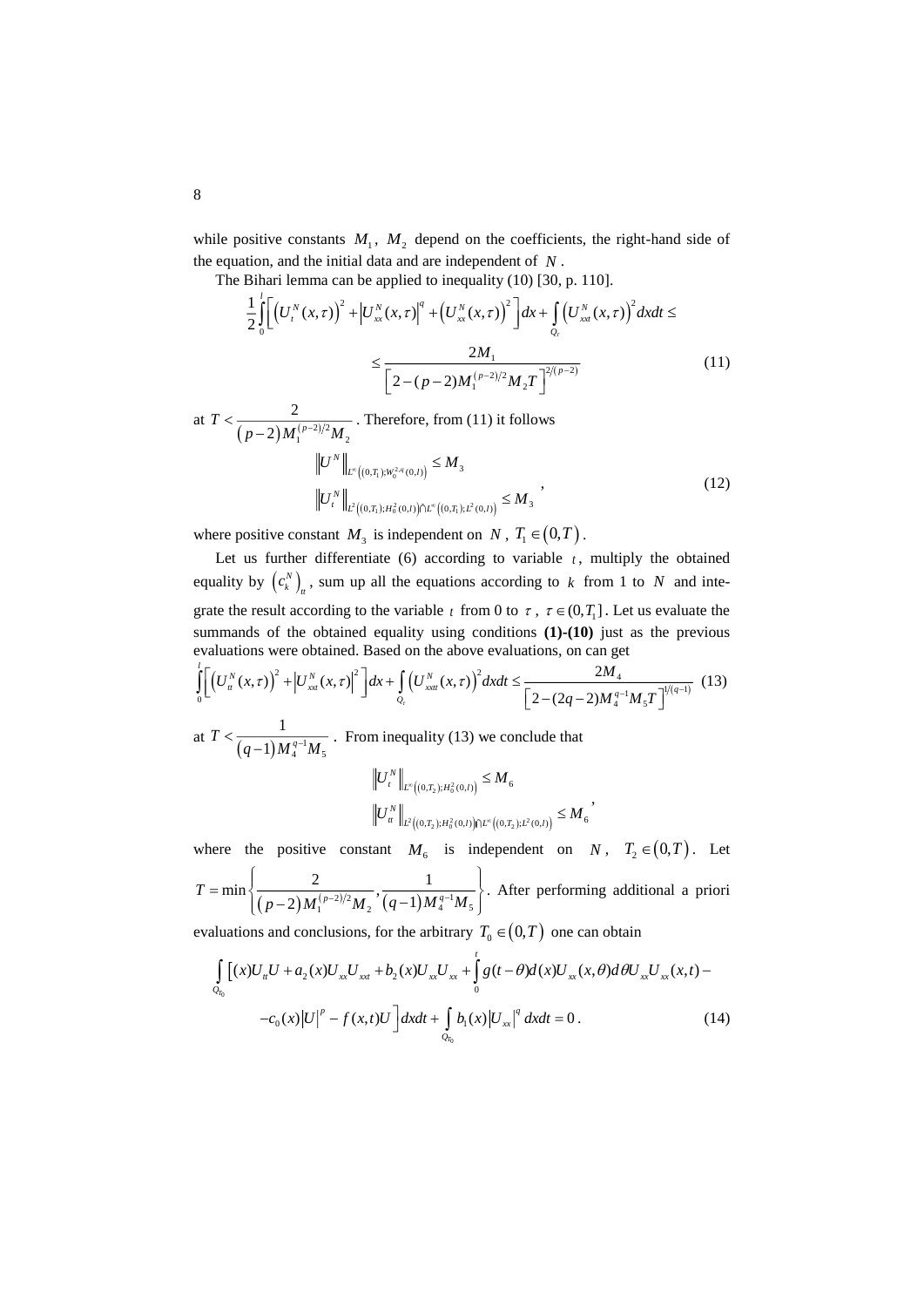while positive constants $M_1$, $M_2$ depend on the coefficients, the right-hand side of the equation, and the initial data and are independent of $N$.

The Bihari lemma can be applied to inequality (10) [30, p. 110].

$$\frac{1}{2}\int_0^l \left[ \left(U_t^N(x,\tau)\right)^2 + \left|U_{xx}^N(x,\tau)\right|^q + \left(U_{xx}^N(x,\tau)\right)^2 \right] dx + \int_{Q_\tau} \left(U_{xxt}^N(x,\tau)\right)^2 dxdt \le$$

$$\le \frac{2M_1}{\left[2-(p-2)M_1^{(p-2)/2}M_2 T\right]^{2/(p-2)}} \tag{11}$$

at $T < \dfrac{2}{(p-2)M_1^{(p-2)/2}M_2}$. Therefore, from (11) it follows

$$\begin{aligned} &\left\|U^N\right\|_{L^\infty\left((0,T_1);W_0^{2,q}(0,l)\right)} \le M_3 \\ &\left\|U_t^N\right\|_{L^2\left((0,T_1);H_0^2(0,l)\right)\cap L^\infty\left((0,T_1);L^2(0,l)\right)} \le M_3 \end{aligned}, \tag{12}$$

where positive constant $M_3$ is independent on $N$, $T_1 \in (0,T)$.

Let us further differentiate (6) according to variable $t$, multiply the obtained equality by $\left(c_k^N\right)_{tt}$, sum up all the equations according to $k$ from 1 to $N$ and integrate the result according to the variable $t$ from 0 to $\tau$, $\tau \in (0,T_1]$. Let us evaluate the summands of the obtained equality using conditions **(1)-(10)** just as the previous evaluations were obtained. Based on the above evaluations, on can get

$$\int_0^l \left[ \left(U_{tt}^N(x,\tau)\right)^2 + \left|U_{xxt}^N(x,\tau)\right|^2 \right] dx + \int_{Q_\tau} \left(U_{xxtt}^N(x,\tau)\right)^2 dxdt \le \frac{2M_4}{\left[2-(2q-2)M_4^{q-1}M_5 T\right]^{1/(q-1)}} \tag{13}$$

at $T < \dfrac{1}{(q-1)M_4^{q-1}M_5}$. From inequality (13) we conclude that

$$\begin{aligned} &\left\|U_t^N\right\|_{L^\infty\left((0,T_2);H_0^2(0,l)\right)} \le M_6 \\ &\left\|U_{tt}^N\right\|_{L^2\left((0,T_2);H_0^2(0,l)\right)\cap L^\infty\left((0,T_2);L^2(0,l)\right)} \le M_6 \end{aligned},$$

where the positive constant $M_6$ is independent on $N$, $T_2 \in (0,T)$. Let $T = \min\left\{ \dfrac{2}{(p-2)M_1^{(p-2)/2}M_2}, \dfrac{1}{(q-1)M_4^{q-1}M_5} \right\}$. After performing additional a priori evaluations and conclusions, for the arbitrary $T_0 \in (0,T)$ one can obtain

$$\int_{Q_{T_0}} \Big[ (x)U_{tt}U + a_2(x)U_{xx}U_{xxt} + b_2(x)U_{xx}U_{xx} + \int_0^t g(t-\theta)d(x)U_{xx}(x,\theta)d\theta U_{xx}U_{xx}(x,t) -$$

$$-c_0(x)|U|^p - f(x,t)U \Big] dxdt + \int_{Q_{T_0}} b_1(x)\left|U_{xx}\right|^q dxdt = 0\,. \tag{14}$$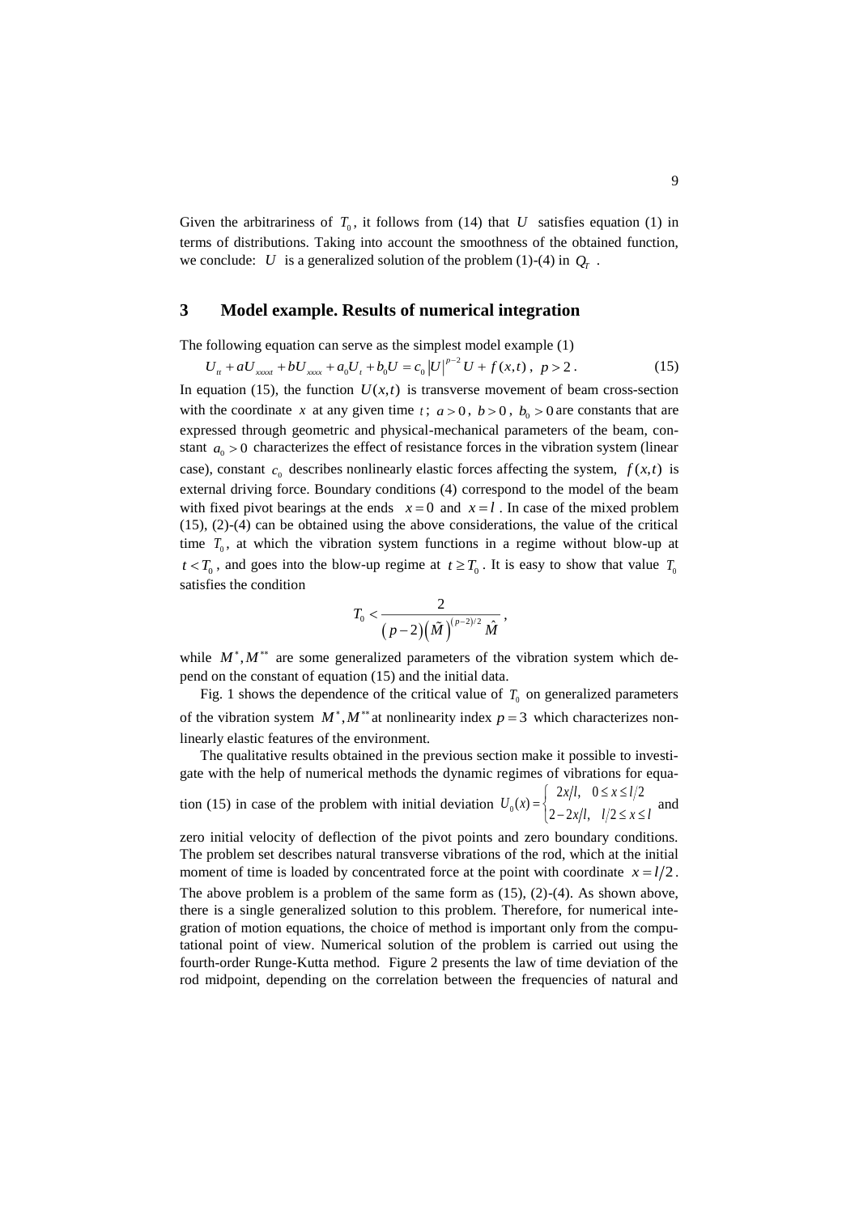Given the arbitrariness of $T_0$, it follows from (14) that $U$ satisfies equation (1) in terms of distributions. Taking into account the smoothness of the obtained function, we conclude: $U$ is a generalized solution of the problem (1)-(4) in $Q_T$.

## 3 Model example. Results of numerical integration

The following equation can serve as the simplest model example (1)

$$U_{tt} + aU_{xxxxt} + bU_{xxxx} + a_0 U_t + b_0 U = c_0 |U|^{p-2} U + f(x,t), \; p > 2. \tag{15}$$

In equation (15), the function $U(x,t)$ is transverse movement of beam cross-section with the coordinate $x$ at any given time $t$; $a > 0$, $b > 0$, $b_0 > 0$ are constants that are expressed through geometric and physical-mechanical parameters of the beam, constant $a_0 > 0$ characterizes the effect of resistance forces in the vibration system (linear case), constant $c_0$ describes nonlinearly elastic forces affecting the system, $f(x,t)$ is external driving force. Boundary conditions (4) correspond to the model of the beam with fixed pivot bearings at the ends $x = 0$ and $x = l$. In case of the mixed problem (15), (2)-(4) can be obtained using the above considerations, the value of the critical time $T_0$, at which the vibration system functions in a regime without blow-up at $t < T_0$, and goes into the blow-up regime at $t \geq T_0$. It is easy to show that value $T_0$ satisfies the condition

$$T_0 < \frac{2}{(p-2)\left(\tilde{M}\right)^{(p-2)/2} \hat{M}},$$

while $M^*, M^{**}$ are some generalized parameters of the vibration system which depend on the constant of equation (15) and the initial data.

Fig. 1 shows the dependence of the critical value of $T_0$ on generalized parameters of the vibration system $M^*, M^{**}$ at nonlinearity index $p = 3$ which characterizes nonlinearly elastic features of the environment.

The qualitative results obtained in the previous section make it possible to investigate with the help of numerical methods the dynamic regimes of vibrations for equation (15) in case of the problem with initial deviation $U_0(x) = \begin{cases} 2x/l, & 0 \leq x \leq l/2 \\ 2 - 2x/l, & l/2 \leq x \leq l \end{cases}$ and zero initial velocity of deflection of the pivot points and zero boundary conditions. The problem set describes natural transverse vibrations of the rod, which at the initial moment of time is loaded by concentrated force at the point with coordinate $x = l/2$. The above problem is a problem of the same form as (15), (2)-(4). As shown above, there is a single generalized solution to this problem. Therefore, for numerical integration of motion equations, the choice of method is important only from the computational point of view. Numerical solution of the problem is carried out using the fourth-order Runge-Kutta method. Figure 2 presents the law of time deviation of the rod midpoint, depending on the correlation between the frequencies of natural and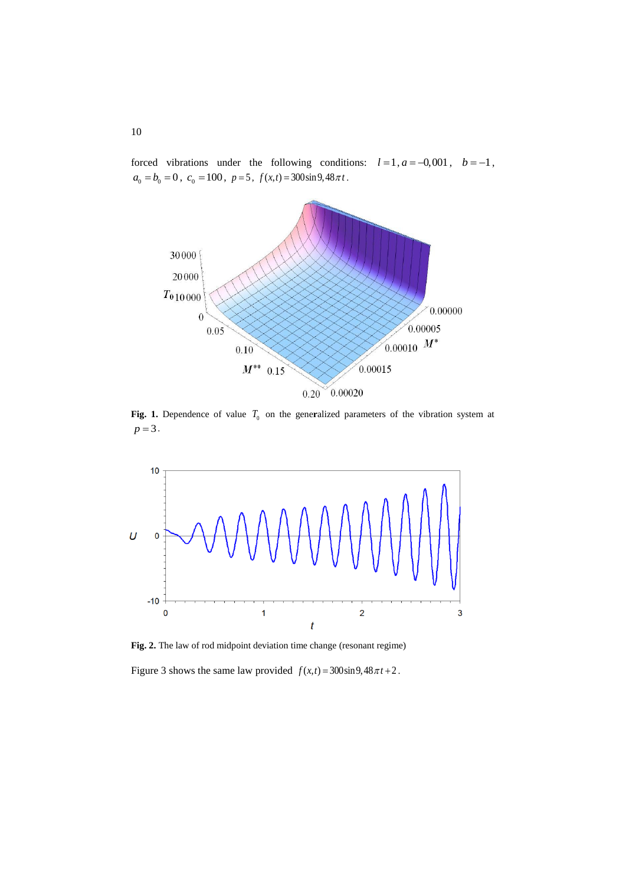forced vibrations under the following conditions: $l = 1$, $a = -0{,}001$, $b = -1$, $a_0 = b_0 = 0$, $c_0 = 100$, $p = 5$, $f(x,t) = 300\sin 9{,}48\pi t$.

**Fig. 1.** Dependence of value $T_0$ on the generalized parameters of the vibration system at $p = 3$.

**Fig. 2.** The law of rod midpoint deviation time change (resonant regime)

Figure 3 shows the same law provided $f(x,t) = 300\sin 9{,}48\pi t + 2$.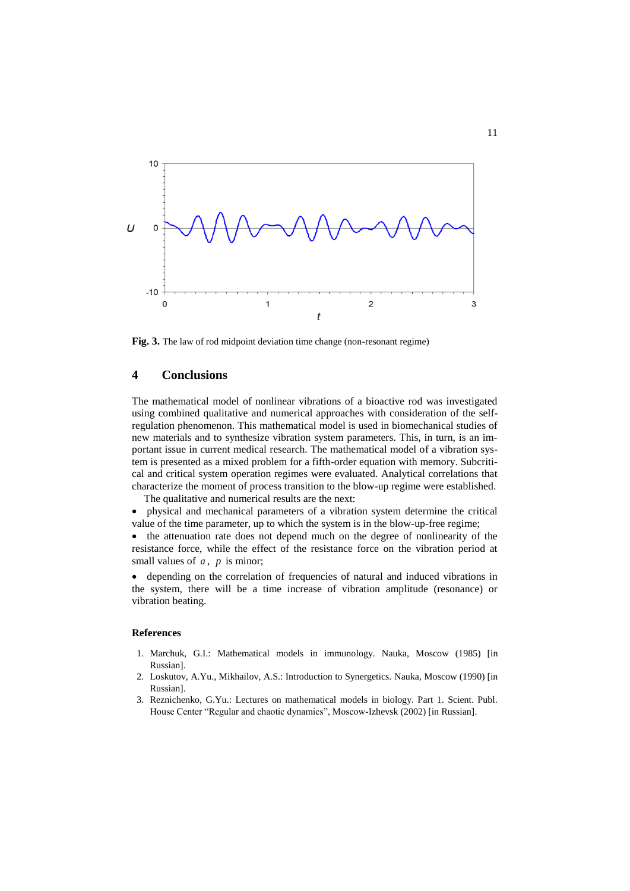Fig. 3. The law of rod midpoint deviation time change (non-resonant regime)

## 4 Conclusions

The mathematical model of nonlinear vibrations of a bioactive rod was investigated using combined qualitative and numerical approaches with consideration of the self-regulation phenomenon. This mathematical model is used in biomechanical studies of new materials and to synthesize vibration system parameters. This, in turn, is an important issue in current medical research. The mathematical model of a vibration system is presented as a mixed problem for a fifth-order equation with memory. Subcritical and critical system operation regimes were evaluated. Analytical correlations that characterize the moment of process transition to the blow-up regime were established.

The qualitative and numerical results are the next:

- physical and mechanical parameters of a vibration system determine the critical value of the time parameter, up to which the system is in the blow-up-free regime;
- the attenuation rate does not depend much on the degree of nonlinearity of the resistance force, while the effect of the resistance force on the vibration period at small values of $a$, $p$ is minor;
- depending on the correlation of frequencies of natural and induced vibrations in the system, there will be a time increase of vibration amplitude (resonance) or vibration beating.

### References

1. Marchuk, G.I.: Mathematical models in immunology. Nauka, Moscow (1985) [in Russian].
2. Loskutov, A.Yu., Mikhailov, A.S.: Introduction to Synergetics. Nauka, Moscow (1990) [in Russian].
3. Reznichenko, G.Yu.: Lectures on mathematical models in biology. Part 1. Scient. Publ. House Center "Regular and chaotic dynamics", Moscow-Izhevsk (2002) [in Russian].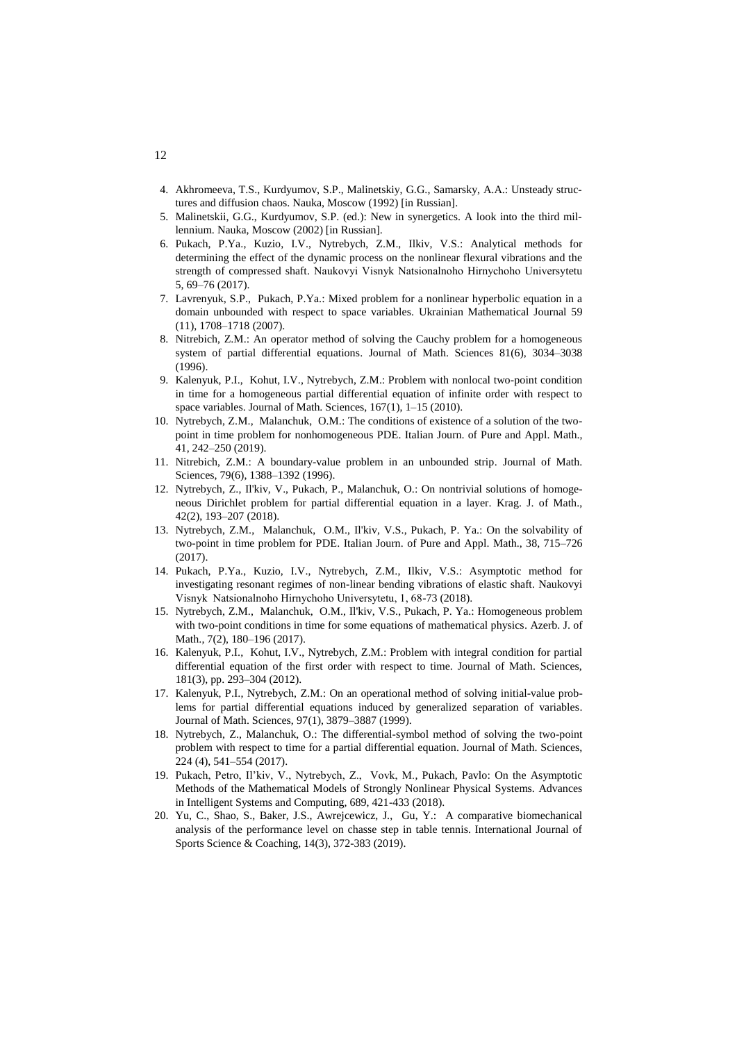4. Akhromeeva, T.S., Kurdyumov, S.P., Malinetskiy, G.G., Samarsky, A.A.: Unsteady structures and diffusion chaos. Nauka, Moscow (1992) [in Russian].
5. Malinetskii, G.G., Kurdyumov, S.P. (ed.): New in synergetics. A look into the third millennium. Nauka, Moscow (2002) [in Russian].
6. Pukach, P.Ya., Kuzio, I.V., Nytrebych, Z.M., Ilkiv, V.S.: Analytical methods for determining the effect of the dynamic process on the nonlinear flexural vibrations and the strength of compressed shaft. Naukovyi Visnyk Natsionalnoho Hirnychoho Universytetu 5, 69–76 (2017).
7. Lavrenyuk, S.P., Pukach, P.Ya.: Mixed problem for a nonlinear hyperbolic equation in a domain unbounded with respect to space variables. Ukrainian Mathematical Journal 59 (11), 1708–1718 (2007).
8. Nitrebich, Z.M.: An operator method of solving the Cauchy problem for a homogeneous system of partial differential equations. Journal of Math. Sciences 81(6), 3034–3038 (1996).
9. Kalenyuk, P.I., Kohut, I.V., Nytrebych, Z.M.: Problem with nonlocal two-point condition in time for a homogeneous partial differential equation of infinite order with respect to space variables. Journal of Math. Sciences, 167(1), 1–15 (2010).
10. Nytrebych, Z.M., Malanchuk, O.M.: The conditions of existence of a solution of the two-point in time problem for nonhomogeneous PDE. Italian Journ. of Pure and Appl. Math., 41, 242–250 (2019).
11. Nitrebich, Z.M.: A boundary-value problem in an unbounded strip. Journal of Math. Sciences, 79(6), 1388–1392 (1996).
12. Nytrebych, Z., Il'kiv, V., Pukach, P., Malanchuk, O.: On nontrivial solutions of homogeneous Dirichlet problem for partial differential equation in a layer. Krag. J. of Math., 42(2), 193–207 (2018).
13. Nytrebych, Z.M., Malanchuk, O.M., Il'kiv, V.S., Pukach, P. Ya.: On the solvability of two-point in time problem for PDE. Italian Journ. of Pure and Appl. Math., 38, 715–726 (2017).
14. Pukach, P.Ya., Kuzio, I.V., Nytrebych, Z.M., Ilkiv, V.S.: Asymptotic method for investigating resonant regimes of non-linear bending vibrations of elastic shaft. Naukovyi Visnyk Natsionalnoho Hirnychoho Universytetu, 1, 68-73 (2018).
15. Nytrebych, Z.M., Malanchuk, O.M., Il'kiv, V.S., Pukach, P. Ya.: Homogeneous problem with two-point conditions in time for some equations of mathematical physics. Azerb. J. of Math., 7(2), 180–196 (2017).
16. Kalenyuk, P.I., Kohut, I.V., Nytrebych, Z.M.: Problem with integral condition for partial differential equation of the first order with respect to time. Journal of Math. Sciences, 181(3), pp. 293–304 (2012).
17. Kalenyuk, P.I., Nytrebych, Z.M.: On an operational method of solving initial-value problems for partial differential equations induced by generalized separation of variables. Journal of Math. Sciences, 97(1), 3879–3887 (1999).
18. Nytrebych, Z., Malanchuk, O.: The differential-symbol method of solving the two-point problem with respect to time for a partial differential equation. Journal of Math. Sciences, 224 (4), 541–554 (2017).
19. Pukach, Petro, Il'kiv, V., Nytrebych, Z., Vovk, M., Pukach, Pavlo: On the Asymptotic Methods of the Mathematical Models of Strongly Nonlinear Physical Systems. Advances in Intelligent Systems and Computing, 689, 421-433 (2018).
20. Yu, C., Shao, S., Baker, J.S., Awrejcewicz, J., Gu, Y.: A comparative biomechanical analysis of the performance level on chasse step in table tennis. International Journal of Sports Science & Coaching, 14(3), 372-383 (2019).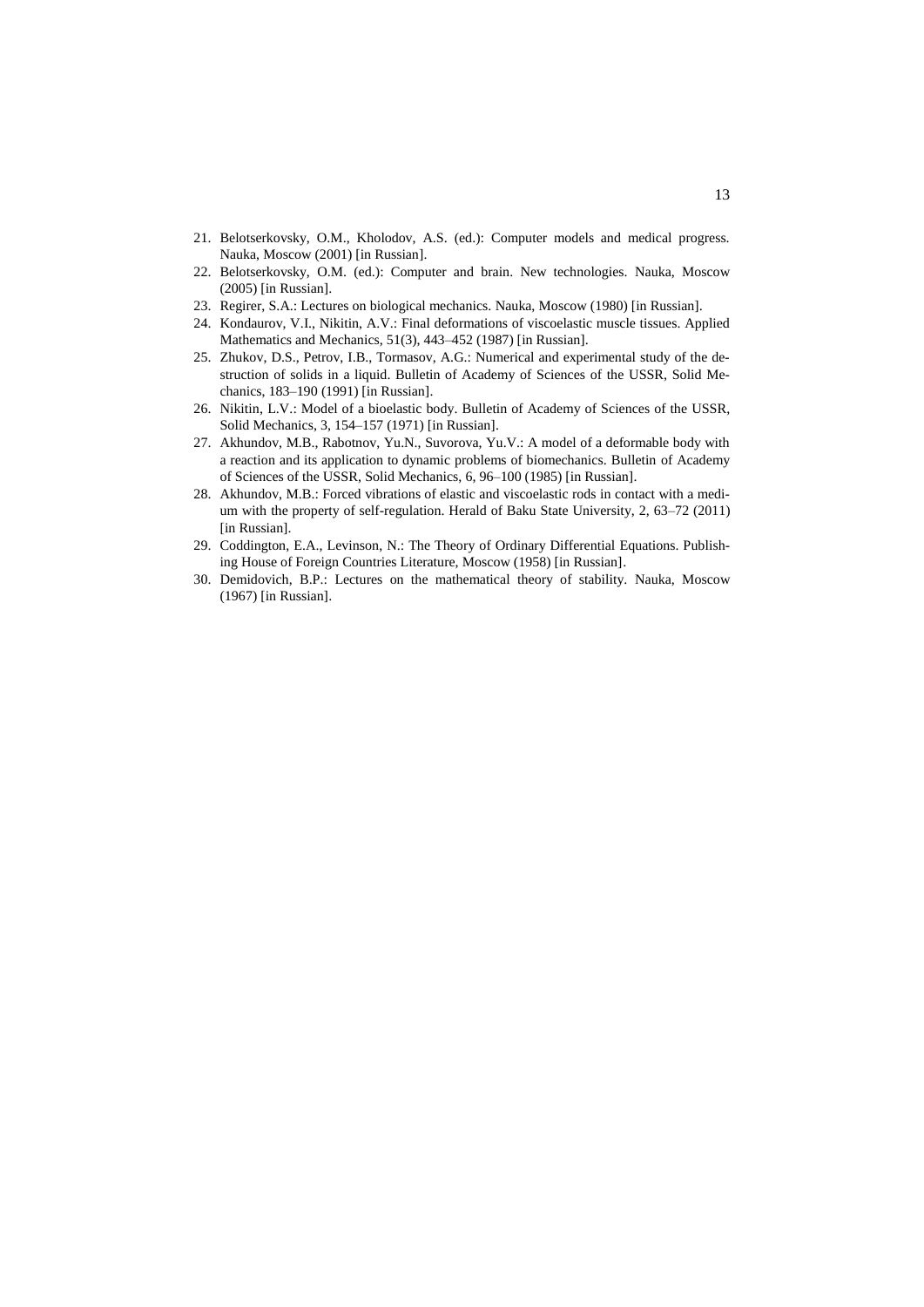21. Belotserkovsky, O.M., Kholodov, A.S. (ed.): Computer models and medical progress. Nauka, Moscow (2001) [in Russian].
22. Belotserkovsky, O.M. (ed.): Computer and brain. New technologies. Nauka, Moscow (2005) [in Russian].
23. Regirer, S.A.: Lectures on biological mechanics. Nauka, Moscow (1980) [in Russian].
24. Kondaurov, V.I., Nikitin, A.V.: Final deformations of viscoelastic muscle tissues. Applied Mathematics and Mechanics, 51(3), 443–452 (1987) [in Russian].
25. Zhukov, D.S., Petrov, I.B., Tormasov, A.G.: Numerical and experimental study of the destruction of solids in a liquid. Bulletin of Academy of Sciences of the USSR, Solid Mechanics, 183–190 (1991) [in Russian].
26. Nikitin, L.V.: Model of a bioelastic body. Bulletin of Academy of Sciences of the USSR, Solid Mechanics, 3, 154–157 (1971) [in Russian].
27. Akhundov, M.B., Rabotnov, Yu.N., Suvorova, Yu.V.: A model of a deformable body with a reaction and its application to dynamic problems of biomechanics. Bulletin of Academy of Sciences of the USSR, Solid Mechanics, 6, 96–100 (1985) [in Russian].
28. Akhundov, M.B.: Forced vibrations of elastic and viscoelastic rods in contact with a medium with the property of self-regulation. Herald of Baku State University, 2, 63–72 (2011) [in Russian].
29. Coddington, E.A., Levinson, N.: The Theory of Ordinary Differential Equations. Publishing House of Foreign Countries Literature, Moscow (1958) [in Russian].
30. Demidovich, B.P.: Lectures on the mathematical theory of stability. Nauka, Moscow (1967) [in Russian].